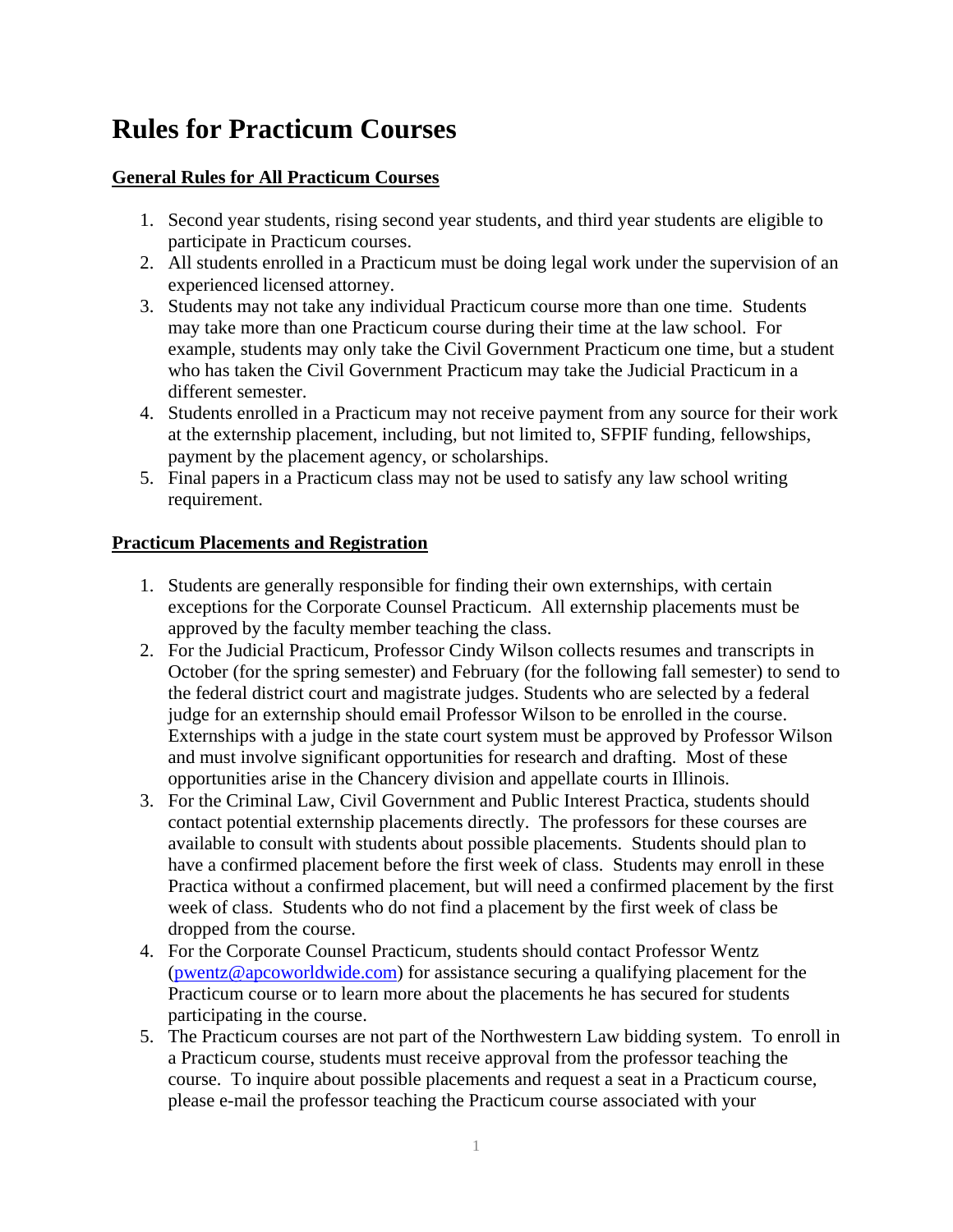# Rules for Practicum Courses

## General Rules for All Practicum Courses

1. Second year students, rising second year students, and third year students are eligible to participate in Practicum courses.
2. All students enrolled in a Practicum must be doing legal work under the supervision of an experienced licensed attorney.
3. Students may not take any individual Practicum course more than one time. Students may take more than one Practicum course during their time at the law school. For example, students may only take the Civil Government Practicum one time, but a student who has taken the Civil Government Practicum may take the Judicial Practicum in a different semester.
4. Students enrolled in a Practicum may not receive payment from any source for their work at the externship placement, including, but not limited to, SFPIF funding, fellowships, payment by the placement agency, or scholarships.
5. Final papers in a Practicum class may not be used to satisfy any law school writing requirement.

## Practicum Placements and Registration

1. Students are generally responsible for finding their own externships, with certain exceptions for the Corporate Counsel Practicum. All externship placements must be approved by the faculty member teaching the class.
2. For the Judicial Practicum, Professor Cindy Wilson collects resumes and transcripts in October (for the spring semester) and February (for the following fall semester) to send to the federal district court and magistrate judges. Students who are selected by a federal judge for an externship should email Professor Wilson to be enrolled in the course. Externships with a judge in the state court system must be approved by Professor Wilson and must involve significant opportunities for research and drafting. Most of these opportunities arise in the Chancery division and appellate courts in Illinois.
3. For the Criminal Law, Civil Government and Public Interest Practica, students should contact potential externship placements directly. The professors for these courses are available to consult with students about possible placements. Students should plan to have a confirmed placement before the first week of class. Students may enroll in these Practica without a confirmed placement, but will need a confirmed placement by the first week of class. Students who do not find a placement by the first week of class be dropped from the course.
4. For the Corporate Counsel Practicum, students should contact Professor Wentz (pwentz@apcoworldwide.com) for assistance securing a qualifying placement for the Practicum course or to learn more about the placements he has secured for students participating in the course.
5. The Practicum courses are not part of the Northwestern Law bidding system. To enroll in a Practicum course, students must receive approval from the professor teaching the course. To inquire about possible placements and request a seat in a Practicum course, please e-mail the professor teaching the Practicum course associated with your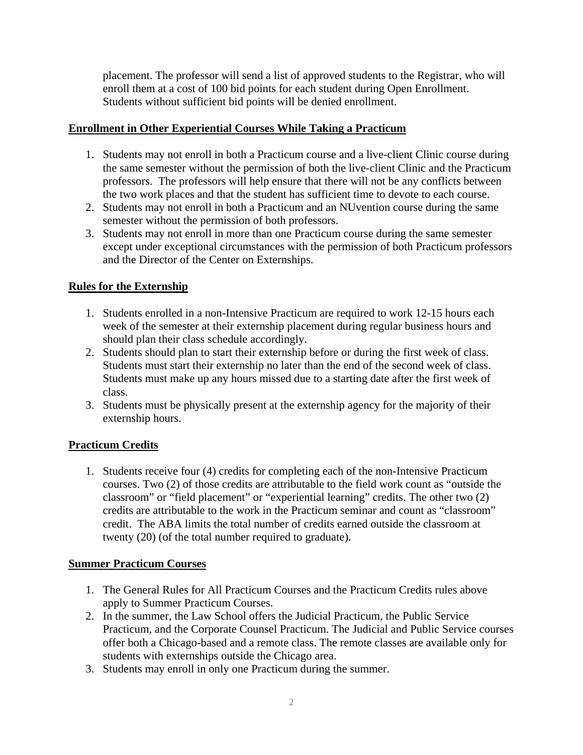placement. The professor will send a list of approved students to the Registrar, who will enroll them at a cost of 100 bid points for each student during Open Enrollment. Students without sufficient bid points will be denied enrollment.

**Enrollment in Other Experiential Courses While Taking a Practicum**

1. Students may not enroll in both a Practicum course and a live-client Clinic course during the same semester without the permission of both the live-client Clinic and the Practicum professors. The professors will help ensure that there will not be any conflicts between the two work places and that the student has sufficient time to devote to each course.
2. Students may not enroll in both a Practicum and an NUvention course during the same semester without the permission of both professors.
3. Students may not enroll in more than one Practicum course during the same semester except under exceptional circumstances with the permission of both Practicum professors and the Director of the Center on Externships.

**Rules for the Externship**

1. Students enrolled in a non-Intensive Practicum are required to work 12-15 hours each week of the semester at their externship placement during regular business hours and should plan their class schedule accordingly.
2. Students should plan to start their externship before or during the first week of class. Students must start their externship no later than the end of the second week of class. Students must make up any hours missed due to a starting date after the first week of class.
3. Students must be physically present at the externship agency for the majority of their externship hours.

**Practicum Credits**

1. Students receive four (4) credits for completing each of the non-Intensive Practicum courses. Two (2) of those credits are attributable to the field work count as "outside the classroom" or "field placement" or "experiential learning" credits. The other two (2) credits are attributable to the work in the Practicum seminar and count as "classroom" credit. The ABA limits the total number of credits earned outside the classroom at twenty (20) (of the total number required to graduate).

**Summer Practicum Courses**

1. The General Rules for All Practicum Courses and the Practicum Credits rules above apply to Summer Practicum Courses.
2. In the summer, the Law School offers the Judicial Practicum, the Public Service Practicum, and the Corporate Counsel Practicum. The Judicial and Public Service courses offer both a Chicago-based and a remote class. The remote classes are available only for students with externships outside the Chicago area.
3. Students may enroll in only one Practicum during the summer.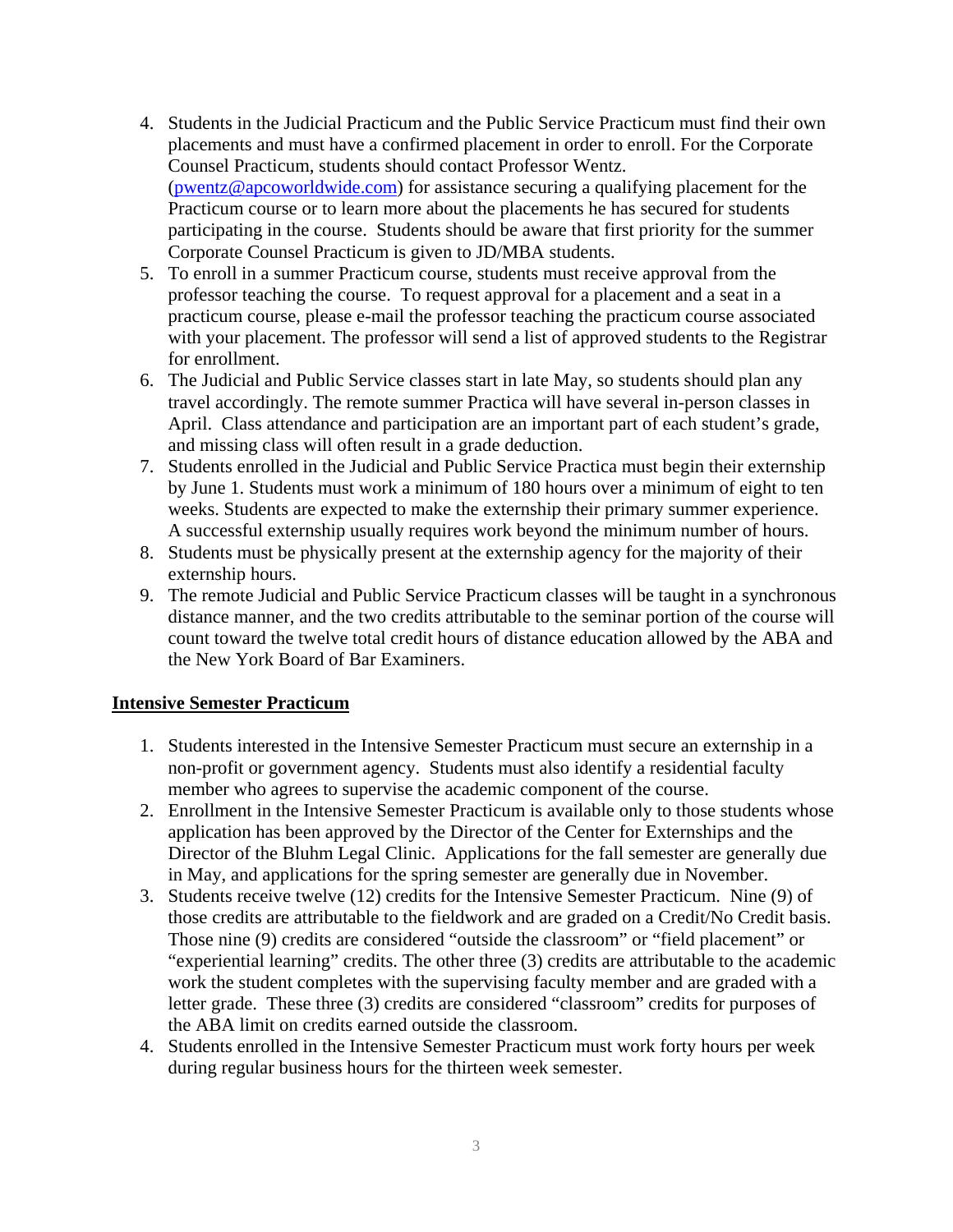4. Students in the Judicial Practicum and the Public Service Practicum must find their own placements and must have a confirmed placement in order to enroll. For the Corporate Counsel Practicum, students should contact Professor Wentz. (pwentz@apcoworldwide.com) for assistance securing a qualifying placement for the Practicum course or to learn more about the placements he has secured for students participating in the course. Students should be aware that first priority for the summer Corporate Counsel Practicum is given to JD/MBA students.
5. To enroll in a summer Practicum course, students must receive approval from the professor teaching the course. To request approval for a placement and a seat in a practicum course, please e-mail the professor teaching the practicum course associated with your placement. The professor will send a list of approved students to the Registrar for enrollment.
6. The Judicial and Public Service classes start in late May, so students should plan any travel accordingly. The remote summer Practica will have several in-person classes in April. Class attendance and participation are an important part of each student's grade, and missing class will often result in a grade deduction.
7. Students enrolled in the Judicial and Public Service Practica must begin their externship by June 1. Students must work a minimum of 180 hours over a minimum of eight to ten weeks. Students are expected to make the externship their primary summer experience. A successful externship usually requires work beyond the minimum number of hours.
8. Students must be physically present at the externship agency for the majority of their externship hours.
9. The remote Judicial and Public Service Practicum classes will be taught in a synchronous distance manner, and the two credits attributable to the seminar portion of the course will count toward the twelve total credit hours of distance education allowed by the ABA and the New York Board of Bar Examiners.

**Intensive Semester Practicum**

1. Students interested in the Intensive Semester Practicum must secure an externship in a non-profit or government agency. Students must also identify a residential faculty member who agrees to supervise the academic component of the course.
2. Enrollment in the Intensive Semester Practicum is available only to those students whose application has been approved by the Director of the Center for Externships and the Director of the Bluhm Legal Clinic. Applications for the fall semester are generally due in May, and applications for the spring semester are generally due in November.
3. Students receive twelve (12) credits for the Intensive Semester Practicum. Nine (9) of those credits are attributable to the fieldwork and are graded on a Credit/No Credit basis. Those nine (9) credits are considered "outside the classroom" or "field placement" or "experiential learning" credits. The other three (3) credits are attributable to the academic work the student completes with the supervising faculty member and are graded with a letter grade. These three (3) credits are considered "classroom" credits for purposes of the ABA limit on credits earned outside the classroom.
4. Students enrolled in the Intensive Semester Practicum must work forty hours per week during regular business hours for the thirteen week semester.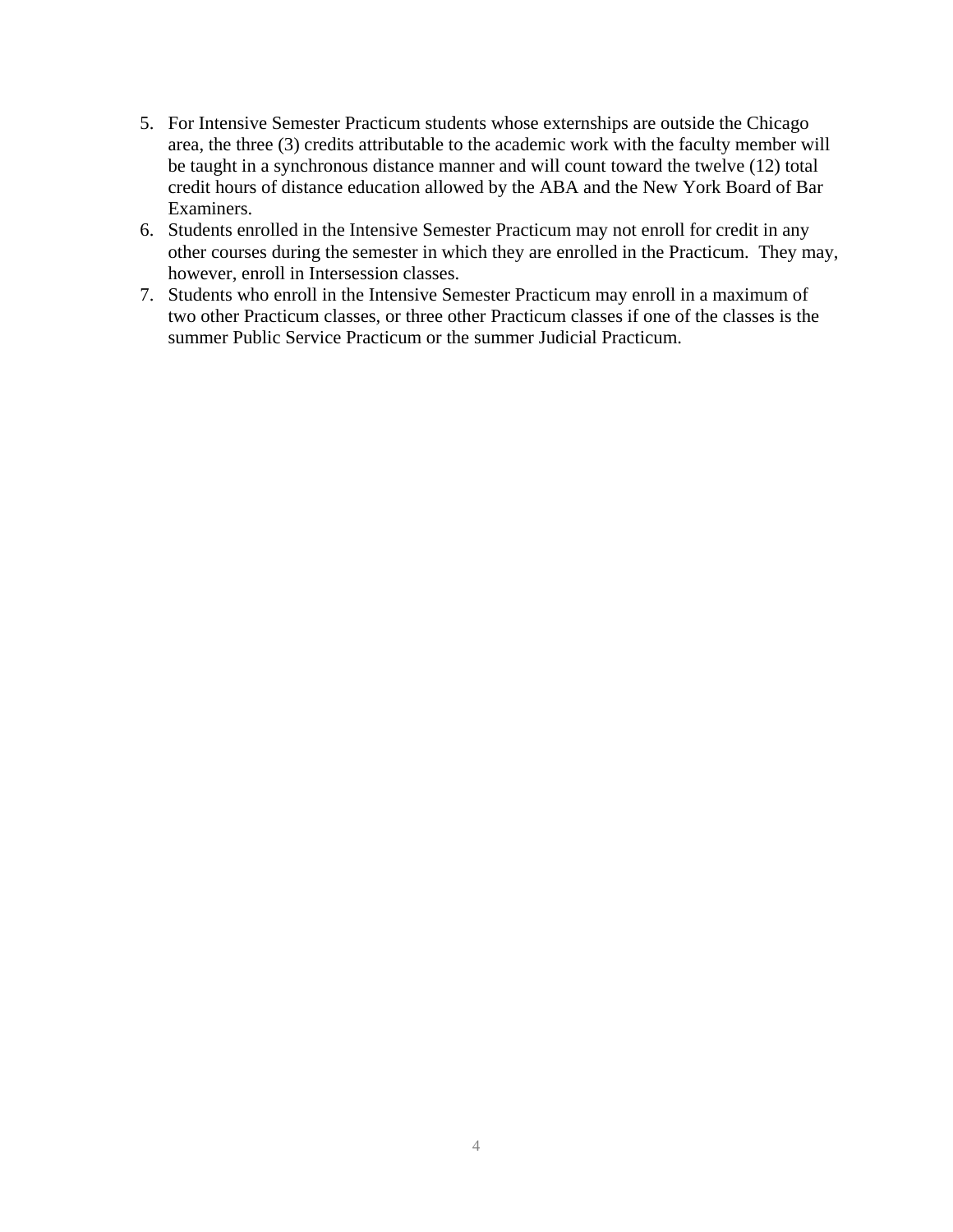5. For Intensive Semester Practicum students whose externships are outside the Chicago area, the three (3) credits attributable to the academic work with the faculty member will be taught in a synchronous distance manner and will count toward the twelve (12) total credit hours of distance education allowed by the ABA and the New York Board of Bar Examiners.
6. Students enrolled in the Intensive Semester Practicum may not enroll for credit in any other courses during the semester in which they are enrolled in the Practicum. They may, however, enroll in Intersession classes.
7. Students who enroll in the Intensive Semester Practicum may enroll in a maximum of two other Practicum classes, or three other Practicum classes if one of the classes is the summer Public Service Practicum or the summer Judicial Practicum.